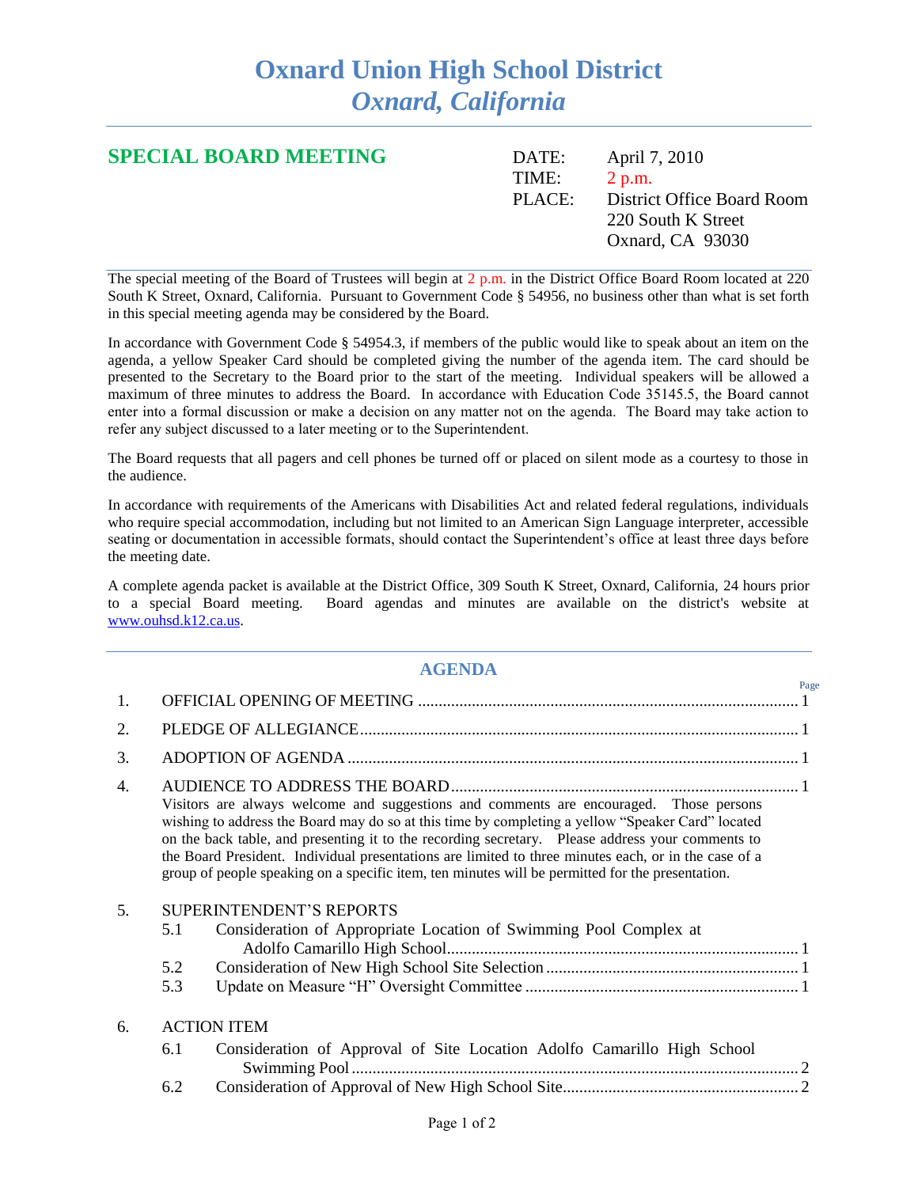# Oxnard Union High School District
## *Oxnard, California*

## SPECIAL BOARD MEETING

DATE: April 7, 2010
TIME: 2 p.m.
PLACE: District Office Board Room
220 South K Street
Oxnard, CA 93030

The special meeting of the Board of Trustees will begin at 2 p.m. in the District Office Board Room located at 220 South K Street, Oxnard, California. Pursuant to Government Code § 54956, no business other than what is set forth in this special meeting agenda may be considered by the Board.

In accordance with Government Code § 54954.3, if members of the public would like to speak about an item on the agenda, a yellow Speaker Card should be completed giving the number of the agenda item. The card should be presented to the Secretary to the Board prior to the start of the meeting. Individual speakers will be allowed a maximum of three minutes to address the Board. In accordance with Education Code 35145.5, the Board cannot enter into a formal discussion or make a decision on any matter not on the agenda. The Board may take action to refer any subject discussed to a later meeting or to the Superintendent.

The Board requests that all pagers and cell phones be turned off or placed on silent mode as a courtesy to those in the audience.

In accordance with requirements of the Americans with Disabilities Act and related federal regulations, individuals who require special accommodation, including but not limited to an American Sign Language interpreter, accessible seating or documentation in accessible formats, should contact the Superintendent's office at least three days before the meeting date.

A complete agenda packet is available at the District Office, 309 South K Street, Oxnard, California, 24 hours prior to a special Board meeting. Board agendas and minutes are available on the district's website at www.ouhsd.k12.ca.us.

## AGENDA

| | | Page |
|---|---|---|
| 1. | OFFICIAL OPENING OF MEETING | 1 |
| 2. | PLEDGE OF ALLEGIANCE | 1 |
| 3. | ADOPTION OF AGENDA | 1 |
| 4. | AUDIENCE TO ADDRESS THE BOARD | 1 |

Visitors are always welcome and suggestions and comments are encouraged. Those persons wishing to address the Board may do so at this time by completing a yellow "Speaker Card" located on the back table, and presenting it to the recording secretary. Please address your comments to the Board President. Individual presentations are limited to three minutes each, or in the case of a group of people speaking on a specific item, ten minutes will be permitted for the presentation.

5. SUPERINTENDENT'S REPORTS
   - 5.1 Consideration of Appropriate Location of Swimming Pool Complex at Adolfo Camarillo High School .......... 1
   - 5.2 Consideration of New High School Site Selection .......... 1
   - 5.3 Update on Measure "H" Oversight Committee .......... 1

6. ACTION ITEM
   - 6.1 Consideration of Approval of Site Location Adolfo Camarillo High School Swimming Pool .......... 2
   - 6.2 Consideration of Approval of New High School Site .......... 2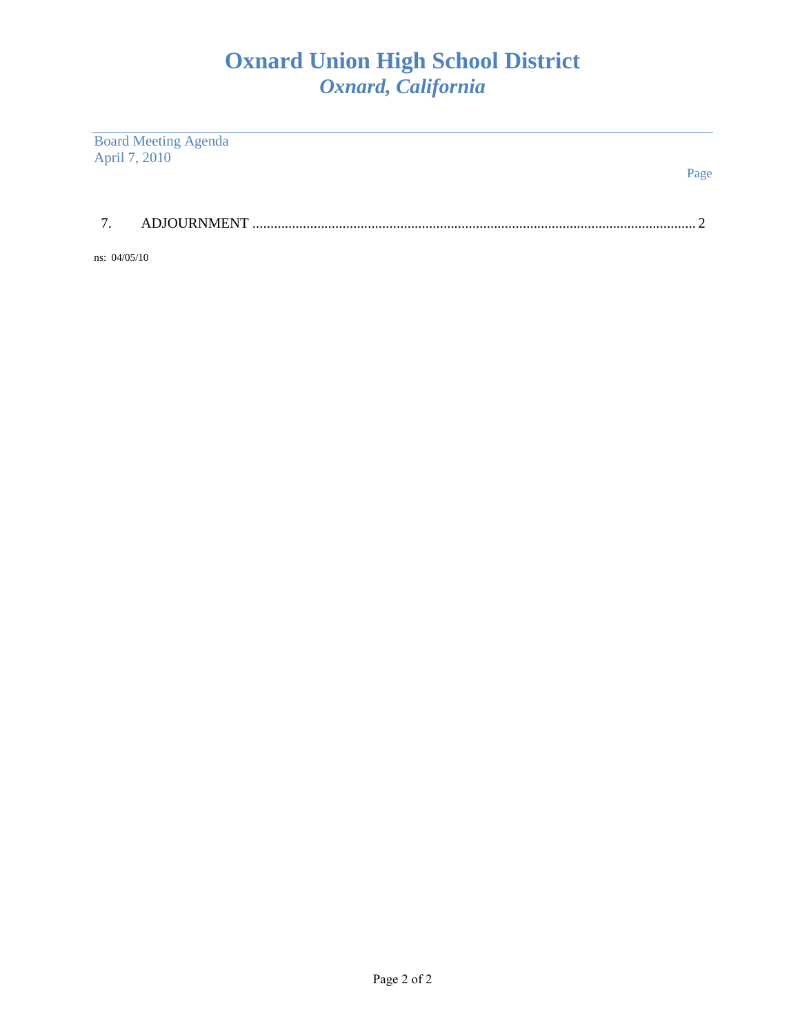Page

7. ADJOURNMENT ........................................................................................................................ 2

ns: 04/05/10